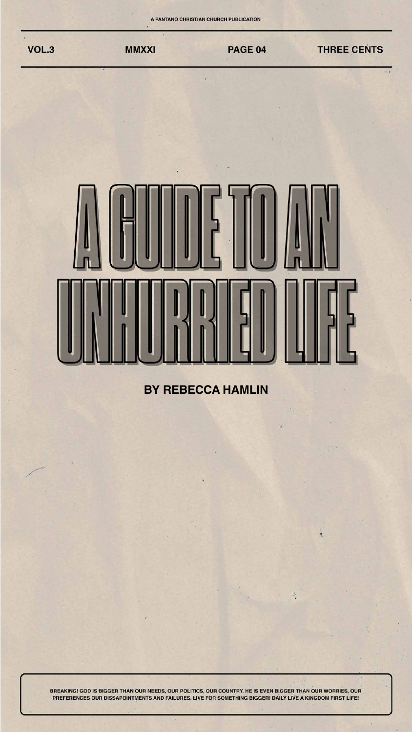A PANTANO CHRISTIAN CHURCH PUBLICATION

VOL.3 | MMXXI | PAGE 04 | THREE CENTS

# A GUIDE TO AN UNHURRIED LIFE

**BY REBECCA HAMLIN**

BREAKING! GOD IS BIGGER THAN OUR NEEDS, OUR POLITICS, OUR COUNTRY. HE IS EVEN BIGGER THAN OUR WORRIES, OUR PREFERENCES OUR DISSAPOINTMENTS AND FAILURES. LIVE FOR SOMETHING BIGGER! DAILY LIVE A KINGDOM FIRST LIFE!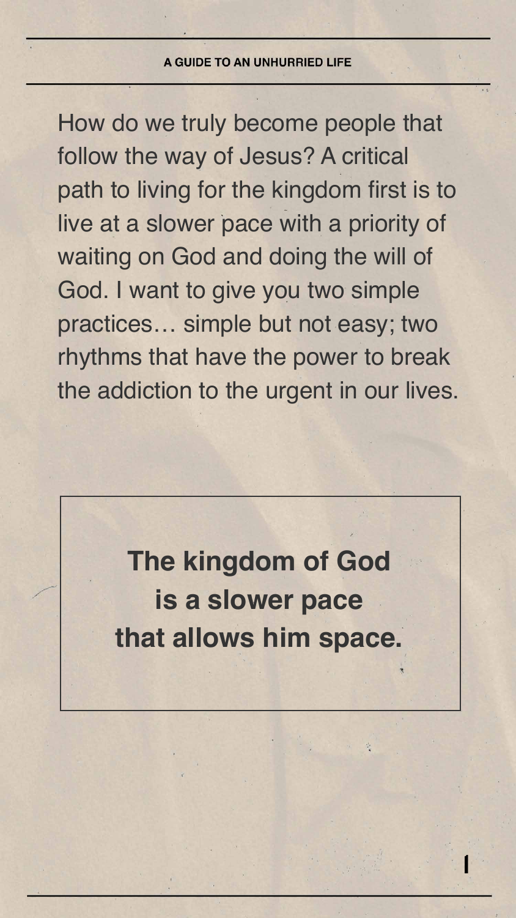How do we truly become people that follow the way of Jesus? A critical path to living for the kingdom first is to live at a slower pace with a priority of waiting on God and doing the will of God. I want to give you two simple practices… simple but not easy; two rhythms that have the power to break the addiction to the urgent in our lives.

**The kingdom of God is a slower pace that allows him space.**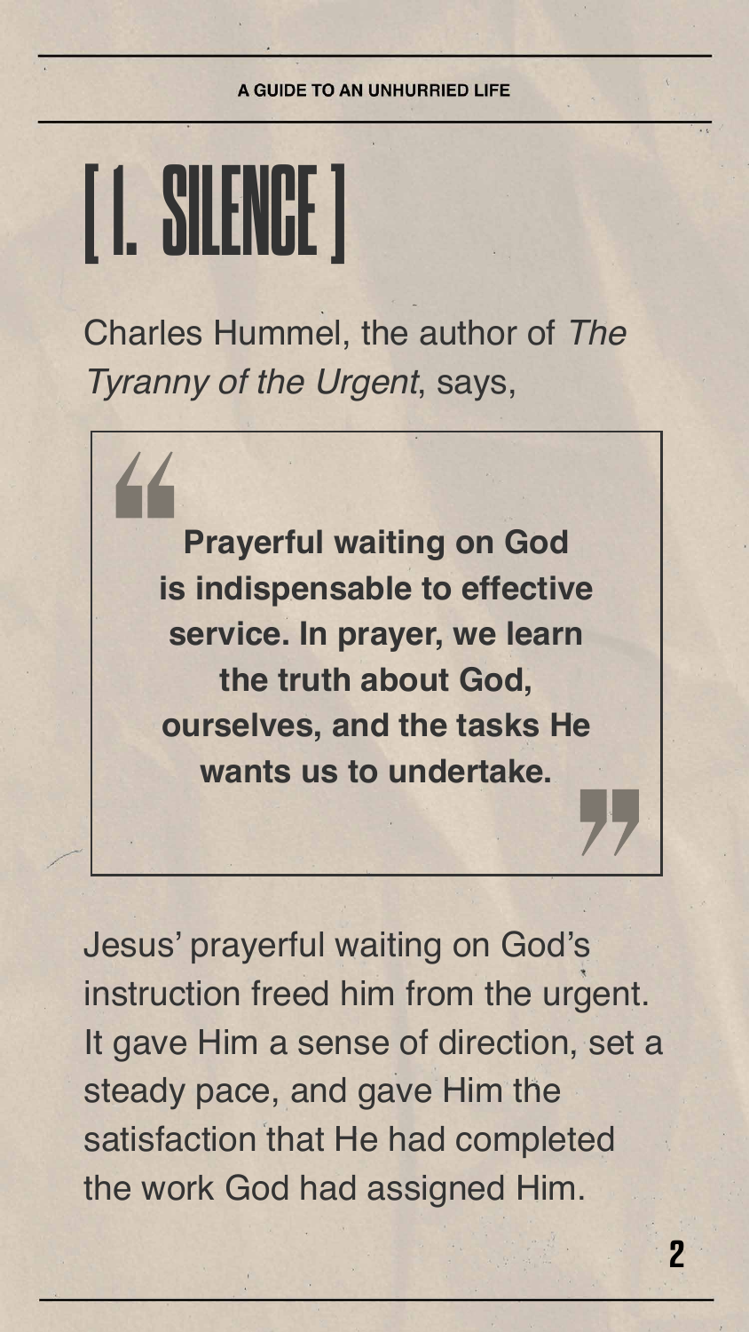# [ 1. SILENCE ]

Charles Hummel, the author of *The Tyranny of the Urgent*, says,

> **Prayerful waiting on God is indispensable to effective service. In prayer, we learn the truth about God, ourselves, and the tasks He wants us to undertake.**

Jesus' prayerful waiting on God's instruction freed him from the urgent. It gave Him a sense of direction, set a steady pace, and gave Him the satisfaction that He had completed the work God had assigned Him.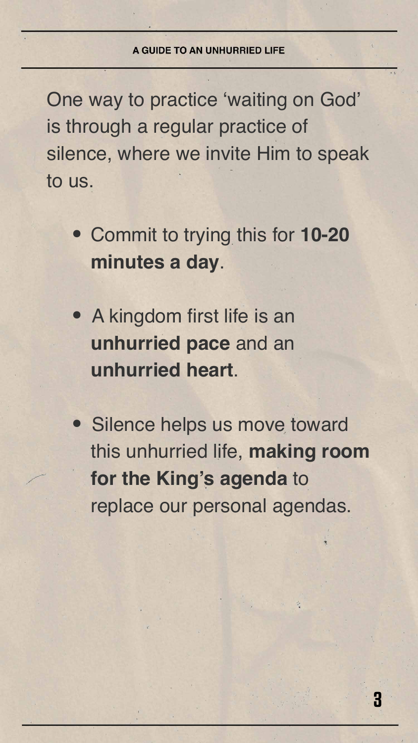One way to practice 'waiting on God' is through a regular practice of silence, where we invite Him to speak to us.

- Commit to trying this for **10-20 minutes a day**.
- A kingdom first life is an **unhurried pace** and an **unhurried heart**.
- Silence helps us move toward this unhurried life, **making room for the King's agenda** to replace our personal agendas.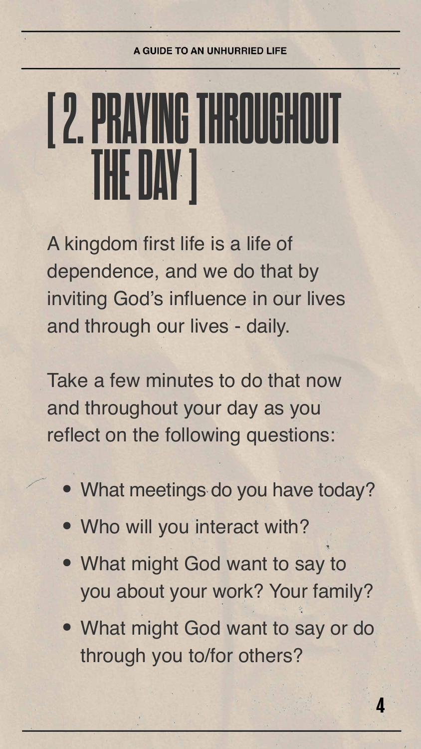# [ 2. PRAYING THROUGHOUT THE DAY ]

A kingdom first life is a life of dependence, and we do that by inviting God's influence in our lives and through our lives - daily.

Take a few minutes to do that now and throughout your day as you reflect on the following questions:

- What meetings do you have today?
- Who will you interact with?
- What might God want to say to you about your work? Your family?
- What might God want to say or do through you to/for others?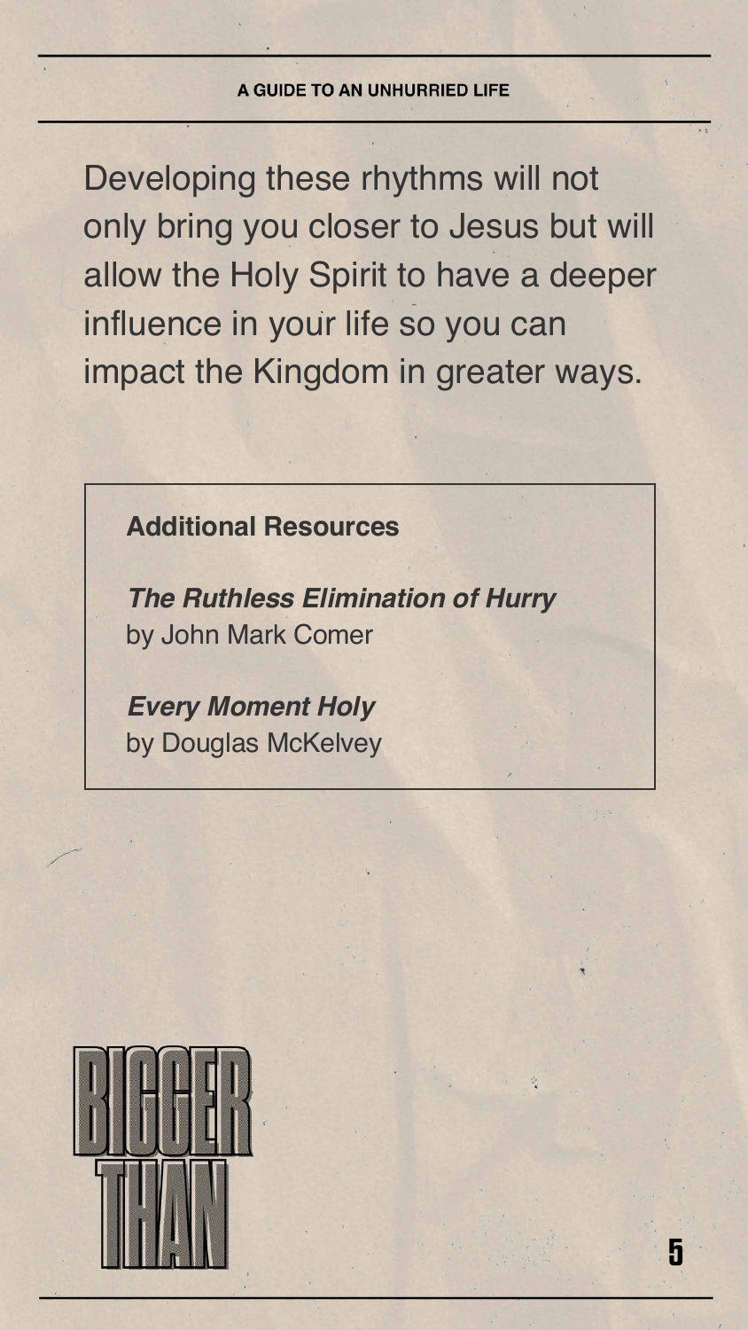Developing these rhythms will not only bring you closer to Jesus but will allow the Holy Spirit to have a deeper influence in your life so you can impact the Kingdom in greater ways.

**Additional Resources**

***The Ruthless Elimination of Hurry***
by John Mark Comer

***Every Moment Holy***
by Douglas McKelvey

BIGGER THAN